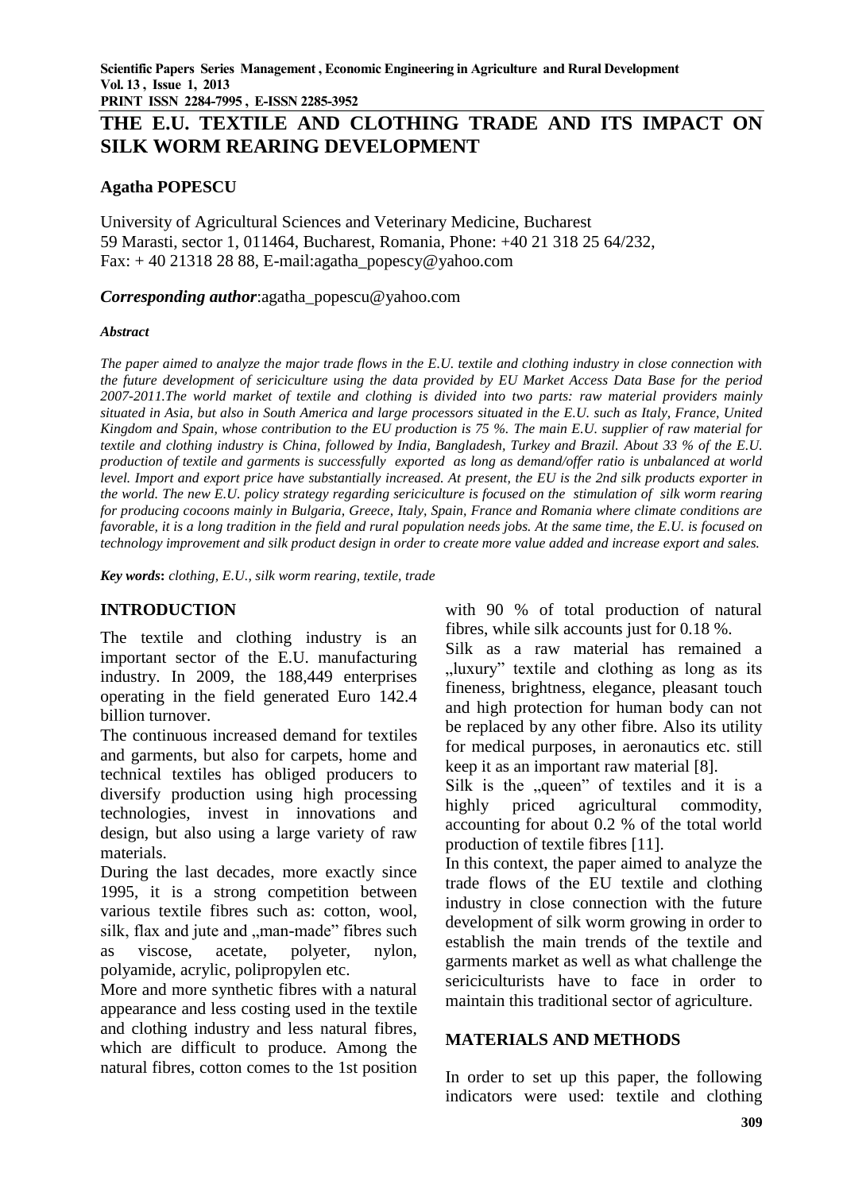# THE E.U. TEXTILE AND CLOTHING TRADE AND ITS IMPACT ON SILK WORM REARING DEVELOPMENT

**Agatha POPESCU**

University of Agricultural Sciences and Veterinary Medicine, Bucharest
59 Marasti, sector 1, 011464, Bucharest, Romania, Phone: +40 21 318 25 64/232,
Fax: + 40 21318 28 88, E-mail:agatha_popescy@yahoo.com

***Corresponding author***:agatha_popescu@yahoo.com

***Abstract***

*The paper aimed to analyze the major trade flows in the E.U. textile and clothing industry in close connection with the future development of sericiculture using the data provided by EU Market Access Data Base for the period 2007-2011.The world market of textile and clothing is divided into two parts: raw material providers mainly situated in Asia, but also in South America and large processors situated in the E.U. such as Italy, France, United Kingdom and Spain, whose contribution to the EU production is 75 %. The main E.U. supplier of raw material for textile and clothing industry is China, followed by India, Bangladesh, Turkey and Brazil. About 33 % of the E.U. production of textile and garments is successfully exported as long as demand/offer ratio is unbalanced at world level. Import and export price have substantially increased. At present, the EU is the 2nd silk products exporter in the world. The new E.U. policy strategy regarding sericiculture is focused on the stimulation of silk worm rearing for producing cocoons mainly in Bulgaria, Greece, Italy, Spain, France and Romania where climate conditions are favorable, it is a long tradition in the field and rural population needs jobs. At the same time, the E.U. is focused on technology improvement and silk product design in order to create more value added and increase export and sales.*

***Key words*:** *clothing, E.U., silk worm rearing, textile, trade*

## INTRODUCTION

The textile and clothing industry is an important sector of the E.U. manufacturing industry. In 2009, the 188,449 enterprises operating in the field generated Euro 142.4 billion turnover.

The continuous increased demand for textiles and garments, but also for carpets, home and technical textiles has obliged producers to diversify production using high processing technologies, invest in innovations and design, but also using a large variety of raw materials.

During the last decades, more exactly since 1995, it is a strong competition between various textile fibres such as: cotton, wool, silk, flax and jute and „man-made" fibres such as viscose, acetate, polyeter, nylon, polyamide, acrylic, polipropylen etc.

More and more synthetic fibres with a natural appearance and less costing used in the textile and clothing industry and less natural fibres, which are difficult to produce. Among the natural fibres, cotton comes to the 1st position with 90 % of total production of natural fibres, while silk accounts just for 0.18 %.

Silk as a raw material has remained a „luxury" textile and clothing as long as its fineness, brightness, elegance, pleasant touch and high protection for human body can not be replaced by any other fibre. Also its utility for medical purposes, in aeronautics etc. still keep it as an important raw material [8].

Silk is the „queen" of textiles and it is a highly priced agricultural commodity, accounting for about 0.2 % of the total world production of textile fibres [11].

In this context, the paper aimed to analyze the trade flows of the EU textile and clothing industry in close connection with the future development of silk worm growing in order to establish the main trends of the textile and garments market as well as what challenge the sericiculturists have to face in order to maintain this traditional sector of agriculture.

## MATERIALS AND METHODS

In order to set up this paper, the following indicators were used: textile and clothing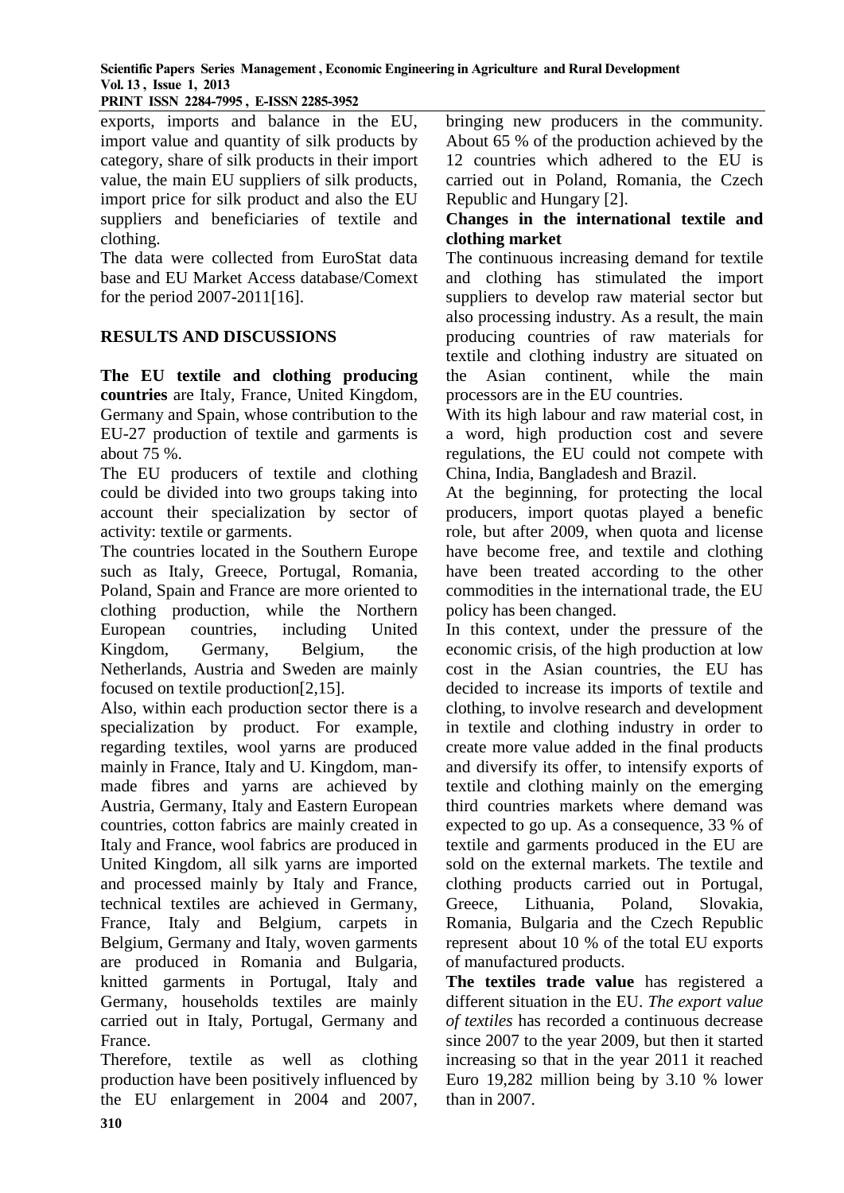exports, imports and balance in the EU, import value and quantity of silk products by category, share of silk products in their import value, the main EU suppliers of silk products, import price for silk product and also the EU suppliers and beneficiaries of textile and clothing.

The data were collected from EuroStat data base and EU Market Access database/Comext for the period 2007-2011[16].

## RESULTS AND DISCUSSIONS

**The EU textile and clothing producing countries** are Italy, France, United Kingdom, Germany and Spain, whose contribution to the EU-27 production of textile and garments is about 75 %.

The EU producers of textile and clothing could be divided into two groups taking into account their specialization by sector of activity: textile or garments.

The countries located in the Southern Europe such as Italy, Greece, Portugal, Romania, Poland, Spain and France are more oriented to clothing production, while the Northern European countries, including United Kingdom, Germany, Belgium, the Netherlands, Austria and Sweden are mainly focused on textile production[2,15].

Also, within each production sector there is a specialization by product. For example, regarding textiles, wool yarns are produced mainly in France, Italy and U. Kingdom, man-made fibres and yarns are achieved by Austria, Germany, Italy and Eastern European countries, cotton fabrics are mainly created in Italy and France, wool fabrics are produced in United Kingdom, all silk yarns are imported and processed mainly by Italy and France, technical textiles are achieved in Germany, France, Italy and Belgium, carpets in Belgium, Germany and Italy, woven garments are produced in Romania and Bulgaria, knitted garments in Portugal, Italy and Germany, households textiles are mainly carried out in Italy, Portugal, Germany and France.

Therefore, textile as well as clothing production have been positively influenced by the EU enlargement in 2004 and 2007, bringing new producers in the community. About 65 % of the production achieved by the 12 countries which adhered to the EU is carried out in Poland, Romania, the Czech Republic and Hungary [2].

**Changes in the international textile and clothing market**

The continuous increasing demand for textile and clothing has stimulated the import suppliers to develop raw material sector but also processing industry. As a result, the main producing countries of raw materials for textile and clothing industry are situated on the Asian continent, while the main processors are in the EU countries.

With its high labour and raw material cost, in a word, high production cost and severe regulations, the EU could not compete with China, India, Bangladesh and Brazil.

At the beginning, for protecting the local producers, import quotas played a benefic role, but after 2009, when quota and license have become free, and textile and clothing have been treated according to the other commodities in the international trade, the EU policy has been changed.

In this context, under the pressure of the economic crisis, of the high production at low cost in the Asian countries, the EU has decided to increase its imports of textile and clothing, to involve research and development in textile and clothing industry in order to create more value added in the final products and diversify its offer, to intensify exports of textile and clothing mainly on the emerging third countries markets where demand was expected to go up. As a consequence, 33 % of textile and garments produced in the EU are sold on the external markets. The textile and clothing products carried out in Portugal, Greece, Lithuania, Poland, Slovakia, Romania, Bulgaria and the Czech Republic represent about 10 % of the total EU exports of manufactured products.

**The textiles trade value** has registered a different situation in the EU. *The export value of textiles* has recorded a continuous decrease since 2007 to the year 2009, but then it started increasing so that in the year 2011 it reached Euro 19,282 million being by 3.10 % lower than in 2007.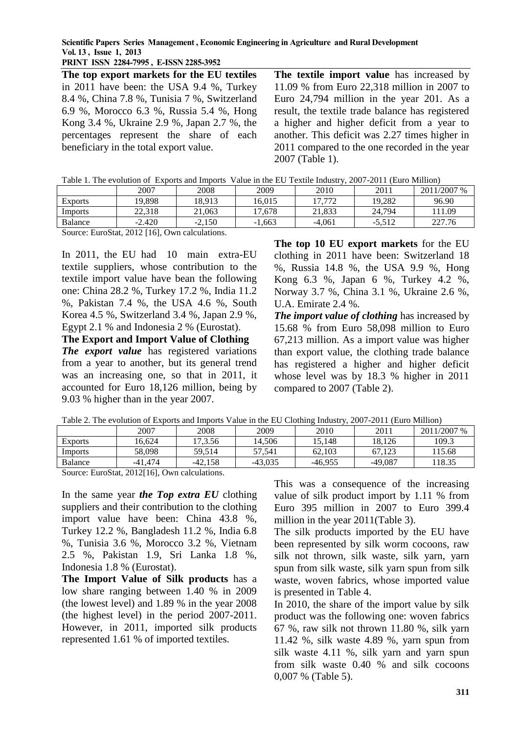**The top export markets for the EU textiles** in 2011 have been: the USA 9.4 %, Turkey 8.4 %, China 7.8 %, Tunisia 7 %, Switzerland 6.9 %, Morocco 6.3 %, Russia 5.4 %, Hong Kong 3.4 %, Ukraine 2.9 %, Japan 2.7 %, the percentages represent the share of each beneficiary in the total export value.

**The textile import value** has increased by 11.09 % from Euro 22,318 million in 2007 to Euro 24,794 million in the year 201. As a result, the textile trade balance has registered a higher and higher deficit from a year to another. This deficit was 2.27 times higher in 2011 compared to the one recorded in the year 2007 (Table 1).

Table 1. The evolution of Exports and Imports Value in the EU Textile Industry, 2007-2011 (Euro Million)

| | 2007 | 2008 | 2009 | 2010 | 2011 | 2011/2007 % |
|---|---|---|---|---|---|---|
| Exports | 19,898 | 18,913 | 16,015 | 17,772 | 19,282 | 96.90 |
| Imports | 22,318 | 21,063 | 17,678 | 21,833 | 24,794 | 111.09 |
| Balance | -2.420 | -2,150 | -1,663 | -4,061 | -5,512 | 227.76 |

Source: EuroStat, 2012 [16], Own calculations.

In 2011, the EU had 10 main extra-EU textile suppliers, whose contribution to the textile import value have bean the following one: China 28.2 %, Turkey 17.2 %, India 11.2 %, Pakistan 7.4 %, the USA 4.6 %, South Korea 4.5 %, Switzerland 3.4 %, Japan 2.9 %, Egypt 2.1 % and Indonesia 2 % (Eurostat).

**The Export and Import Value of Clothing**

***The export value*** has registered variations from a year to another, but its general trend was an increasing one, so that in 2011, it accounted for Euro 18,126 million, being by 9.03 % higher than in the year 2007.

**The top 10 EU export markets** for the EU clothing in 2011 have been: Switzerland 18 %, Russia 14.8 %, the USA 9.9 %, Hong Kong 6.3 %, Japan 6 %, Turkey 4.2 %, Norway 3.7 %, China 3.1 %, Ukraine 2.6 %, U.A. Emirate 2.4 %.

***The import value of clothing*** has increased by 15.68 % from Euro 58,098 million to Euro 67,213 million. As a import value was higher than export value, the clothing trade balance has registered a higher and higher deficit whose level was by 18.3 % higher in 2011 compared to 2007 (Table 2).

Table 2. The evolution of Exports and Imports Value in the EU Clothing Industry, 2007-2011 (Euro Million)

| | 2007 | 2008 | 2009 | 2010 | 2011 | 2011/2007 % |
|---|---|---|---|---|---|---|
| Exports | 16,624 | 17,3.56 | 14,506 | 15,148 | 18,126 | 109.3 |
| Imports | 58,098 | 59,514 | 57,541 | 62,103 | 67,123 | 115.68 |
| Balance | -41,474 | -42,158 | -43,035 | -46,955 | -49,087 | 118.35 |

Source: EuroStat, 2012[16], Own calculations.

In the same year ***the Top extra EU*** clothing suppliers and their contribution to the clothing import value have been: China 43.8 %, Turkey 12.2 %, Bangladesh 11.2 %, India 6.8 %, Tunisia 3.6 %, Morocco 3.2 %, Vietnam 2.5 %, Pakistan 1.9, Sri Lanka 1.8 %, Indonesia 1.8 % (Eurostat).

**The Import Value of Silk products** has a low share ranging between 1.40 % in 2009 (the lowest level) and 1.89 % in the year 2008 (the highest level) in the period 2007-2011. However, in 2011, imported silk products represented 1.61 % of imported textiles.

This was a consequence of the increasing value of silk product import by 1.11 % from Euro 395 million in 2007 to Euro 399.4 million in the year 2011(Table 3).

The silk products imported by the EU have been represented by silk worm cocoons, raw silk not thrown, silk waste, silk yarn, yarn spun from silk waste, silk yarn spun from silk waste, woven fabrics, whose imported value is presented in Table 4.

In 2010, the share of the import value by silk product was the following one: woven fabrics 67 %, raw silk not thrown 11.80 %, silk yarn 11.42 %, silk waste 4.89 %, yarn spun from silk waste 4.11 %, silk yarn and yarn spun from silk waste 0.40 % and silk cocoons 0,007 % (Table 5).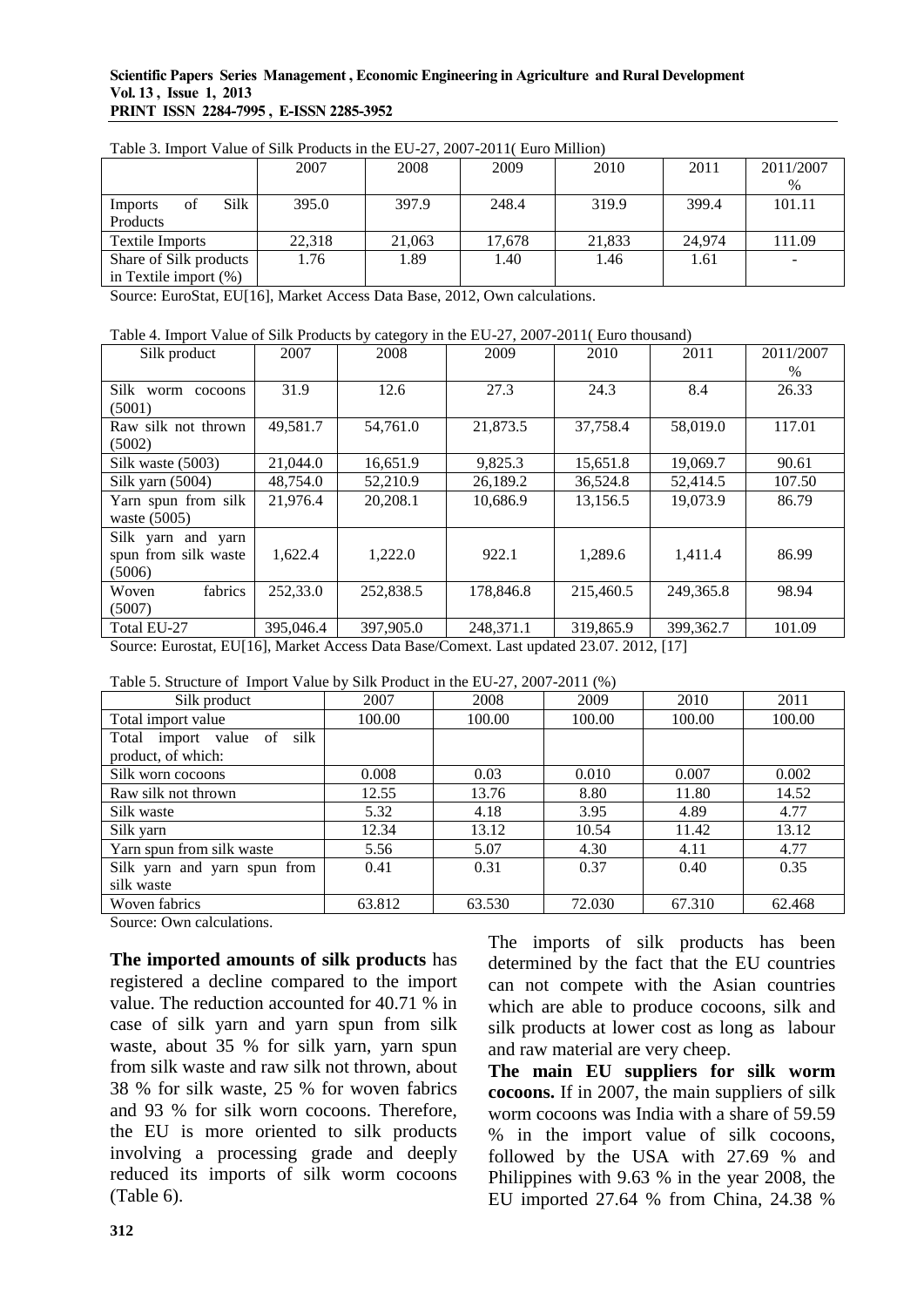Table 3. Import Value of Silk Products in the EU-27, 2007-2011( Euro Million)

| | 2007 | 2008 | 2009 | 2010 | 2011 | 2011/2007 % |
|---|---|---|---|---|---|---|
| Imports of Silk Products | 395.0 | 397.9 | 248.4 | 319.9 | 399.4 | 101.11 |
| Textile Imports | 22,318 | 21,063 | 17,678 | 21,833 | 24,974 | 111.09 |
| Share of Silk products in Textile import (%) | 1.76 | 1.89 | 1.40 | 1.46 | 1.61 | - |

Source: EuroStat, EU[16], Market Access Data Base, 2012, Own calculations.

Table 4. Import Value of Silk Products by category in the EU-27, 2007-2011( Euro thousand)

| Silk product | 2007 | 2008 | 2009 | 2010 | 2011 | 2011/2007 % |
|---|---|---|---|---|---|---|
| Silk worm cocoons (5001) | 31.9 | 12.6 | 27.3 | 24.3 | 8.4 | 26.33 |
| Raw silk not thrown (5002) | 49,581.7 | 54,761.0 | 21,873.5 | 37,758.4 | 58,019.0 | 117.01 |
| Silk waste (5003) | 21,044.0 | 16,651.9 | 9,825.3 | 15,651.8 | 19,069.7 | 90.61 |
| Silk yarn (5004) | 48,754.0 | 52,210.9 | 26,189.2 | 36,524.8 | 52,414.5 | 107.50 |
| Yarn spun from silk waste (5005) | 21,976.4 | 20,208.1 | 10,686.9 | 13,156.5 | 19,073.9 | 86.79 |
| Silk yarn and yarn spun from silk waste (5006) | 1,622.4 | 1,222.0 | 922.1 | 1,289.6 | 1,411.4 | 86.99 |
| Woven fabrics (5007) | 252,33.0 | 252,838.5 | 178,846.8 | 215,460.5 | 249,365.8 | 98.94 |
| Total EU-27 | 395,046.4 | 397,905.0 | 248,371.1 | 319,865.9 | 399,362.7 | 101.09 |

Source: Eurostat, EU[16], Market Access Data Base/Comext. Last updated 23.07. 2012, [17]

Table 5. Structure of Import Value by Silk Product in the EU-27, 2007-2011 (%)

| Silk product | 2007 | 2008 | 2009 | 2010 | 2011 |
|---|---|---|---|---|---|
| Total import value | 100.00 | 100.00 | 100.00 | 100.00 | 100.00 |
| Total import value of silk product, of which: | | | | | |
| Silk worn cocoons | 0.008 | 0.03 | 0.010 | 0.007 | 0.002 |
| Raw silk not thrown | 12.55 | 13.76 | 8.80 | 11.80 | 14.52 |
| Silk waste | 5.32 | 4.18 | 3.95 | 4.89 | 4.77 |
| Silk yarn | 12.34 | 13.12 | 10.54 | 11.42 | 13.12 |
| Yarn spun from silk waste | 5.56 | 5.07 | 4.30 | 4.11 | 4.77 |
| Silk yarn and yarn spun from silk waste | 0.41 | 0.31 | 0.37 | 0.40 | 0.35 |
| Woven fabrics | 63.812 | 63.530 | 72.030 | 67.310 | 62.468 |

Source: Own calculations.

**The imported amounts of silk products** has registered a decline compared to the import value. The reduction accounted for 40.71 % in case of silk yarn and yarn spun from silk waste, about 35 % for silk yarn, yarn spun from silk waste and raw silk not thrown, about 38 % for silk waste, 25 % for woven fabrics and 93 % for silk worn cocoons. Therefore, the EU is more oriented to silk products involving a processing grade and deeply reduced its imports of silk worm cocoons (Table 6).

The imports of silk products has been determined by the fact that the EU countries can not compete with the Asian countries which are able to produce cocoons, silk and silk products at lower cost as long as labour and raw material are very cheep.

**The main EU suppliers for silk worm cocoons.** If in 2007, the main suppliers of silk worm cocoons was India with a share of 59.59 % in the import value of silk cocoons, followed by the USA with 27.69 % and Philippines with 9.63 % in the year 2008, the EU imported 27.64 % from China, 24.38 %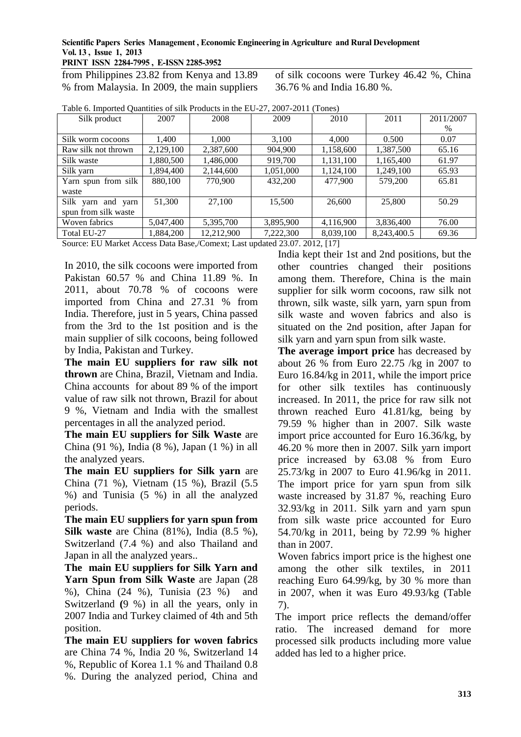from Philippines 23.82 from Kenya and 13.89 % from Malaysia. In 2009, the main suppliers of silk cocoons were Turkey 46.42 %, China 36.76 % and India 16.80 %.

Table 6. Imported Quantities of silk Products in the EU-27, 2007-2011 (Tones)

| Silk product | 2007 | 2008 | 2009 | 2010 | 2011 | 2011/2007 % |
|---|---|---|---|---|---|---|
| Silk worm cocoons | 1,400 | 1,000 | 3,100 | 4,000 | 0.500 | 0.07 |
| Raw silk not thrown | 2,129,100 | 2,387,600 | 904,900 | 1,158,600 | 1,387,500 | 65.16 |
| Silk waste | 1,880,500 | 1,486,000 | 919,700 | 1,131,100 | 1,165,400 | 61.97 |
| Silk yarn | 1,894,400 | 2,144,600 | 1,051,000 | 1,124,100 | 1,249,100 | 65.93 |
| Yarn spun from silk waste | 880,100 | 770,900 | 432,200 | 477,900 | 579,200 | 65.81 |
| Silk yarn and yarn spun from silk waste | 51,300 | 27,100 | 15,500 | 26,600 | 25,800 | 50.29 |
| Woven fabrics | 5,047,400 | 5,395,700 | 3,895,900 | 4,116,900 | 3,836,400 | 76.00 |
| Total EU-27 | 1,884,200 | 12,212,900 | 7,222,300 | 8,039,100 | 8,243,400.5 | 69.36 |

Source: EU Market Access Data Base,/Comext; Last updated 23.07. 2012, [17]

In 2010, the silk cocoons were imported from Pakistan 60.57 % and China 11.89 %. In 2011, about 70.78 % of cocoons were imported from China and 27.31 % from India. Therefore, just in 5 years, China passed from the 3rd to the 1st position and is the main supplier of silk cocoons, being followed by India, Pakistan and Turkey.

**The main EU suppliers for raw silk not thrown** are China, Brazil, Vietnam and India. China accounts for about 89 % of the import value of raw silk not thrown, Brazil for about 9 %, Vietnam and India with the smallest percentages in all the analyzed period.

**The main EU suppliers for Silk Waste** are China (91 %), India (8 %), Japan (1 %) in all the analyzed years.

**The main EU suppliers for Silk yarn** are China (71 %), Vietnam (15 %), Brazil (5.5 %) and Tunisia (5 %) in all the analyzed periods.

**The main EU suppliers for yarn spun from Silk waste** are China (81%), India (8.5 %), Switzerland (7.4 %) and also Thailand and Japan in all the analyzed years..

**The main EU suppliers for Silk Yarn and Yarn Spun from Silk Waste** are Japan (28 %), China (24 %), Tunisia (23 %) and Switzerland **(**9 %) in all the years, only in 2007 India and Turkey claimed of 4th and 5th position.

**The main EU suppliers for woven fabrics** are China 74 %, India 20 %, Switzerland 14 %, Republic of Korea 1.1 % and Thailand 0.8 %. During the analyzed period, China and India kept their 1st and 2nd positions, but the other countries changed their positions among them. Therefore, China is the main supplier for silk worm cocoons, raw silk not thrown, silk waste, silk yarn, yarn spun from silk waste and woven fabrics and also is situated on the 2nd position, after Japan for silk yarn and yarn spun from silk waste.

**The average import price** has decreased by about 26 % from Euro 22.75 /kg in 2007 to Euro 16.84/kg in 2011, while the import price for other silk textiles has continuously increased. In 2011, the price for raw silk not thrown reached Euro 41.81/kg, being by 79.59 % higher than in 2007. Silk waste import price accounted for Euro 16.36/kg, by 46.20 % more then in 2007. Silk yarn import price increased by 63.08 % from Euro 25.73/kg in 2007 to Euro 41.96/kg in 2011. The import price for yarn spun from silk waste increased by 31.87 %, reaching Euro 32.93/kg in 2011. Silk yarn and yarn spun from silk waste price accounted for Euro 54.70/kg in 2011, being by 72.99 % higher than in 2007.

Woven fabrics import price is the highest one among the other silk textiles, in 2011 reaching Euro 64.99/kg, by 30 % more than in 2007, when it was Euro 49.93/kg (Table 7).

The import price reflects the demand/offer ratio. The increased demand for more processed silk products including more value added has led to a higher price.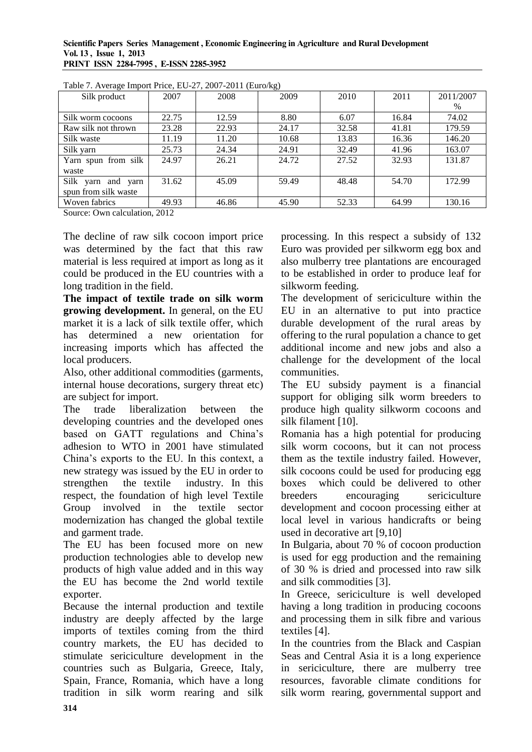Table 7. Average Import Price, EU-27, 2007-2011 (Euro/kg)

| Silk product | 2007 | 2008 | 2009 | 2010 | 2011 | 2011/2007 % |
|---|---|---|---|---|---|---|
| Silk worm cocoons | 22.75 | 12.59 | 8.80 | 6.07 | 16.84 | 74.02 |
| Raw silk not thrown | 23.28 | 22.93 | 24.17 | 32.58 | 41.81 | 179.59 |
| Silk waste | 11.19 | 11.20 | 10.68 | 13.83 | 16.36 | 146.20 |
| Silk yarn | 25.73 | 24.34 | 24.91 | 32.49 | 41.96 | 163.07 |
| Yarn spun from silk waste | 24.97 | 26.21 | 24.72 | 27.52 | 32.93 | 131.87 |
| Silk yarn and yarn spun from silk waste | 31.62 | 45.09 | 59.49 | 48.48 | 54.70 | 172.99 |
| Woven fabrics | 49.93 | 46.86 | 45.90 | 52.33 | 64.99 | 130.16 |

Source: Own calculation, 2012

The decline of raw silk cocoon import price was determined by the fact that this raw material is less required at import as long as it could be produced in the EU countries with a long tradition in the field.

**The impact of textile trade on silk worm growing development.** In general, on the EU market it is a lack of silk textile offer, which has determined a new orientation for increasing imports which has affected the local producers.

Also, other additional commodities (garments, internal house decorations, surgery threat etc) are subject for import.

The trade liberalization between the developing countries and the developed ones based on GATT regulations and China's adhesion to WTO in 2001 have stimulated China's exports to the EU. In this context, a new strategy was issued by the EU in order to strengthen the textile industry. In this respect, the foundation of high level Textile Group involved in the textile sector modernization has changed the global textile and garment trade.

The EU has been focused more on new production technologies able to develop new products of high value added and in this way the EU has become the 2nd world textile exporter.

Because the internal production and textile industry are deeply affected by the large imports of textiles coming from the third country markets, the EU has decided to stimulate sericiculture development in the countries such as Bulgaria, Greece, Italy, Spain, France, Romania, which have a long tradition in silk worm rearing and silk processing. In this respect a subsidy of 132 Euro was provided per silkworm egg box and also mulberry tree plantations are encouraged to be established in order to produce leaf for silkworm feeding.

The development of sericiculture within the EU in an alternative to put into practice durable development of the rural areas by offering to the rural population a chance to get additional income and new jobs and also a challenge for the development of the local communities.

The EU subsidy payment is a financial support for obliging silk worm breeders to produce high quality silkworm cocoons and silk filament [10].

Romania has a high potential for producing silk worm cocoons, but it can not process them as the textile industry failed. However, silk cocoons could be used for producing egg boxes which could be delivered to other breeders encouraging sericiculture development and cocoon processing either at local level in various handicrafts or being used in decorative art [9,10]

In Bulgaria, about 70 % of cocoon production is used for egg production and the remaining of 30 % is dried and processed into raw silk and silk commodities [3].

In Greece, sericiculture is well developed having a long tradition in producing cocoons and processing them in silk fibre and various textiles [4].

In the countries from the Black and Caspian Seas and Central Asia it is a long experience in sericiculture, there are mulberry tree resources, favorable climate conditions for silk worm rearing, governmental support and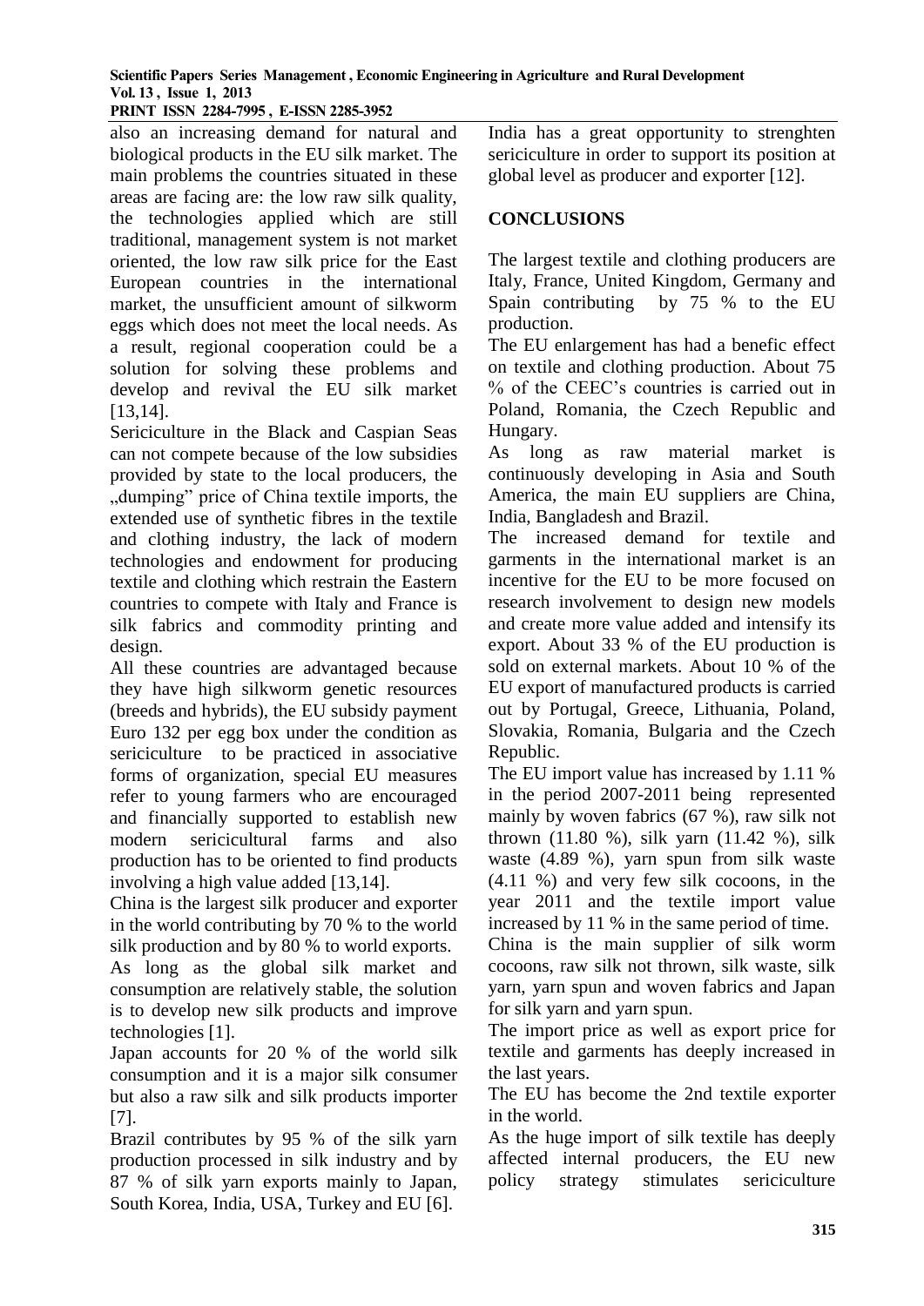also an increasing demand for natural and biological products in the EU silk market. The main problems the countries situated in these areas are facing are: the low raw silk quality, the technologies applied which are still traditional, management system is not market oriented, the low raw silk price for the East European countries in the international market, the unsufficient amount of silkworm eggs which does not meet the local needs. As a result, regional cooperation could be a solution for solving these problems and develop and revival the EU silk market [13,14].

Sericiculture in the Black and Caspian Seas can not compete because of the low subsidies provided by state to the local producers, the „dumping" price of China textile imports, the extended use of synthetic fibres in the textile and clothing industry, the lack of modern technologies and endowment for producing textile and clothing which restrain the Eastern countries to compete with Italy and France is silk fabrics and commodity printing and design.

All these countries are advantaged because they have high silkworm genetic resources (breeds and hybrids), the EU subsidy payment Euro 132 per egg box under the condition as sericiculture to be practiced in associative forms of organization, special EU measures refer to young farmers who are encouraged and financially supported to establish new modern sericicultural farms and also production has to be oriented to find products involving a high value added [13,14].

China is the largest silk producer and exporter in the world contributing by 70 % to the world silk production and by 80 % to world exports.

As long as the global silk market and consumption are relatively stable, the solution is to develop new silk products and improve technologies [1].

Japan accounts for 20 % of the world silk consumption and it is a major silk consumer but also a raw silk and silk products importer [7].

Brazil contributes by 95 % of the silk yarn production processed in silk industry and by 87 % of silk yarn exports mainly to Japan, South Korea, India, USA, Turkey and EU [6].

India has a great opportunity to strenghten sericiculture in order to support its position at global level as producer and exporter [12].

## CONCLUSIONS

The largest textile and clothing producers are Italy, France, United Kingdom, Germany and Spain contributing by 75 % to the EU production.

The EU enlargement has had a benefic effect on textile and clothing production. About 75 % of the CEEC's countries is carried out in Poland, Romania, the Czech Republic and Hungary.

As long as raw material market is continuously developing in Asia and South America, the main EU suppliers are China, India, Bangladesh and Brazil.

The increased demand for textile and garments in the international market is an incentive for the EU to be more focused on research involvement to design new models and create more value added and intensify its export. About 33 % of the EU production is sold on external markets. About 10 % of the EU export of manufactured products is carried out by Portugal, Greece, Lithuania, Poland, Slovakia, Romania, Bulgaria and the Czech Republic.

The EU import value has increased by 1.11 % in the period 2007-2011 being represented mainly by woven fabrics (67 %), raw silk not thrown (11.80 %), silk yarn (11.42 %), silk waste (4.89 %), yarn spun from silk waste (4.11 %) and very few silk cocoons, in the year 2011 and the textile import value increased by 11 % in the same period of time.

China is the main supplier of silk worm cocoons, raw silk not thrown, silk waste, silk yarn, yarn spun and woven fabrics and Japan for silk yarn and yarn spun.

The import price as well as export price for textile and garments has deeply increased in the last years.

The EU has become the 2nd textile exporter in the world.

As the huge import of silk textile has deeply affected internal producers, the EU new policy strategy stimulates sericiculture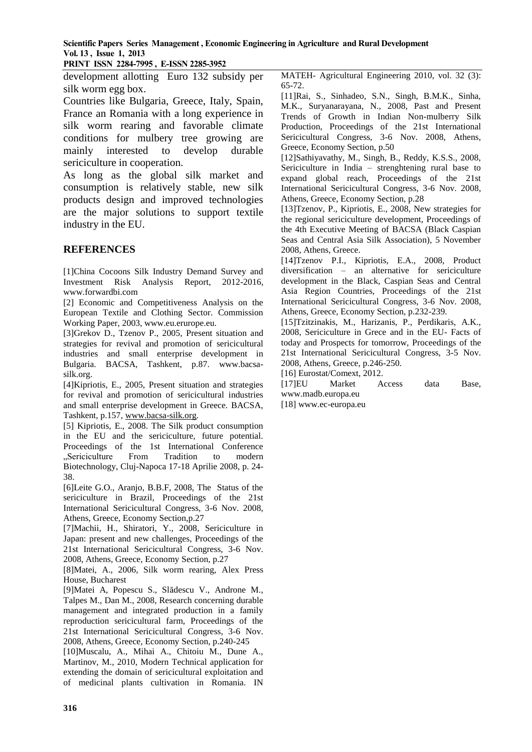development allotting Euro 132 subsidy per silk worm egg box.

Countries like Bulgaria, Greece, Italy, Spain, France an Romania with a long experience in silk worm rearing and favorable climate conditions for mulbery tree growing are mainly interested to develop durable sericiculture in cooperation.

As long as the global silk market and consumption is relatively stable, new silk products design and improved technologies are the major solutions to support textile industry in the EU.

## REFERENCES

[1]China Cocoons Silk Industry Demand Survey and Investment Risk Analysis Report, 2012-2016, www.forwardbi.com

[2] Economic and Competitiveness Analysis on the European Textile and Clothing Sector. Commission Working Paper, 2003, www.eu.erurope.eu.

[3]Grekov D., Tzenov P., 2005, Present situation and strategies for revival and promotion of sericicultural industries and small enterprise development in Bulgaria. BACSA, Tashkent, p.87. www.bacsa-silk.org.

[4]Kipriotis, E., 2005, Present situation and strategies for revival and promotion of sericicultural industries and small enterprise development in Greece. BACSA, Tashkent, p.157, www.bacsa-silk.org.

[5] Kipriotis, E., 2008. The Silk product consumption in the EU and the sericiculture, future potential. Proceedings of the 1st International Conference „Sericiculture From Tradition to modern Biotechnology, Cluj-Napoca 17-18 Aprilie 2008, p. 24-38.

[6]Leite G.O., Aranjo, B.B.F, 2008, The Status of the sericiculture in Brazil, Proceedings of the 21st International Sericicultural Congress, 3-6 Nov. 2008, Athens, Greece, Economy Section,p.27

[7]Machii, H., Shiratori, Y., 2008, Sericiculture in Japan: present and new challenges, Proceedings of the 21st International Sericicultural Congress, 3-6 Nov. 2008, Athens, Greece, Economy Section, p.27

[8]Matei, A., 2006, Silk worm rearing, Alex Press House, Bucharest

[9]Matei A, Popescu S., Slădescu V., Androne M., Talpes M., Dan M., 2008, Research concerning durable management and integrated production in a family reproduction sericicultural farm, Proceedings of the 21st International Sericicultural Congress, 3-6 Nov. 2008, Athens, Greece, Economy Section, p.240-245

[10]Muscalu, A., Mihai A., Chitoiu M., Dune A., Martinov, M., 2010, Modern Technical application for extending the domain of sericicultural exploitation and of medicinal plants cultivation in Romania. IN MATEH- Agricultural Engineering 2010, vol. 32 (3): 65-72.

[11]Rai, S., Sinhadeo, S.N., Singh, B.M.K., Sinha, M.K., Suryanarayana, N., 2008, Past and Present Trends of Growth in Indian Non-mulberry Silk Production, Proceedings of the 21st International Sericicultural Congress, 3-6 Nov. 2008, Athens, Greece, Economy Section, p.50

[12]Sathiyavathy, M., Singh, B., Reddy, K.S.S., 2008, Sericiculture in India – strenghtening rural base to expand global reach, Proceedings of the 21st International Sericicultural Congress, 3-6 Nov. 2008, Athens, Greece, Economy Section, p.28

[13]Tzenov, P., Kipriotis, E., 2008, New strategies for the regional sericiculture development, Proceedings of the 4th Executive Meeting of BACSA (Black Caspian Seas and Central Asia Silk Association), 5 November 2008, Athens, Greece.

[14]Tzenov P.I., Kipriotis, E.A., 2008, Product diversification – an alternative for sericiculture development in the Black, Caspian Seas and Central Asia Region Countries, Proceedings of the 21st International Sericicultural Congress, 3-6 Nov. 2008, Athens, Greece, Economy Section, p.232-239.

[15]Tzitzinakis, M., Harizanis, P., Perdikaris, A.K., 2008, Sericiculture in Grece and in the EU- Facts of today and Prospects for tomorrow, Proceedings of the 21st International Sericicultural Congress, 3-5 Nov. 2008, Athens, Greece, p.246-250.

[16] Eurostat/Comext, 2012.

[17]EU Market Access data Base, www.madb.europa.eu

[18] www.ec-europa.eu